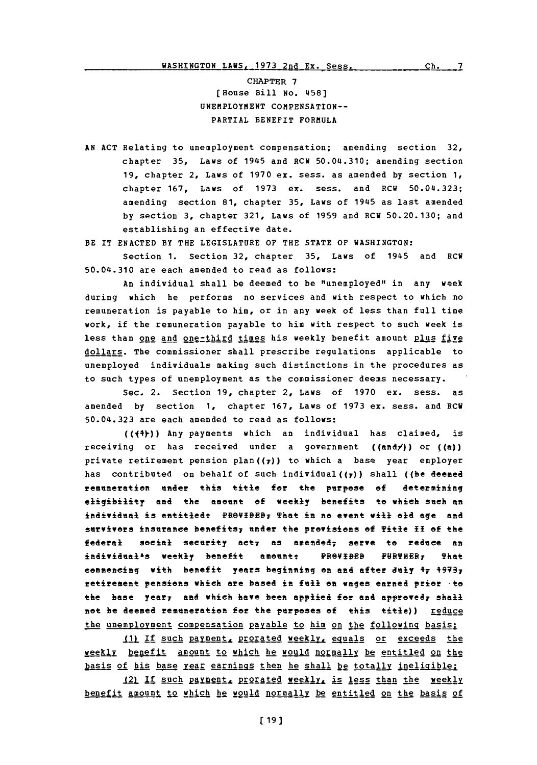CHAPTER 7

[House Bill No. 458]

UNEMPLOYMENT COMPENSATION--
PARTIAL BENEFIT FORMULA

AN ACT Relating to unemployment compensation; amending section 32, chapter 35, Laws of 1945 and RCW 50.04.310; amending section 19, chapter 2, Laws of 1970 ex. sess. as amended by section 1, chapter 167, Laws of 1973 ex. sess. and RCW 50.04.323; amending section 81, chapter 35, Laws of 1945 as last amended by section 3, chapter 321, Laws of 1959 and RCW 50.20.130; and establishing an effective date.

BE IT ENACTED BY THE LEGISLATURE OF THE STATE OF WASHINGTON:

Section 1. Section 32, chapter 35, Laws of 1945 and RCW 50.04.310 are each amended to read as follows:

An individual shall be deemed to be "unemployed" in any week during which he performs no services and with respect to which no remuneration is payable to him, or in any week of less than full time work, if the remuneration payable to him with respect to such week is less than one and one-third times his weekly benefit amount plus five dollars. The commissioner shall prescribe regulations applicable to unemployed individuals making such distinctions in the procedures as to such types of unemployment as the commissioner deems necessary.

Sec. 2. Section 19, chapter 2, Laws of 1970 ex. sess. as amended by section 1, chapter 167, Laws of 1973 ex. sess. and RCW 50.04.323 are each amended to read as follows:

(((1))) Any payments which an individual has claimed, is receiving or has received under a government ((and/)) or ((a)) private retirement pension plan((,)) to which a base year employer has contributed on behalf of such individual((,)) shall ((be deemed remuneration under this title for the purpose of determining eligibility and the amount of weekly benefits to which such an individual is entitled: PROVIDED, That in no event will old age and survivors insurance benefits, under the provisions of Title II of the federal social security act, as amended, serve to reduce an individual's weekly benefit amount: PROVIDED FURTHER, That commencing with benefit years beginning on and after July 1, 1973, retirement pensions which are based in full on wages earned prior to the base year, and which have been applied for and approved, shall not be deemed remuneration for the purposes of this title)) reduce the unemployment compensation payable to him on the following basis:

(1) If such payment, prorated weekly, equals or exceeds the weekly benefit amount to which he would normally be entitled on the basis of his base year earnings then he shall be totally ineligible;

(2) If such payment, prorated weekly, is less than the weekly benefit amount to which he would normally be entitled on the basis of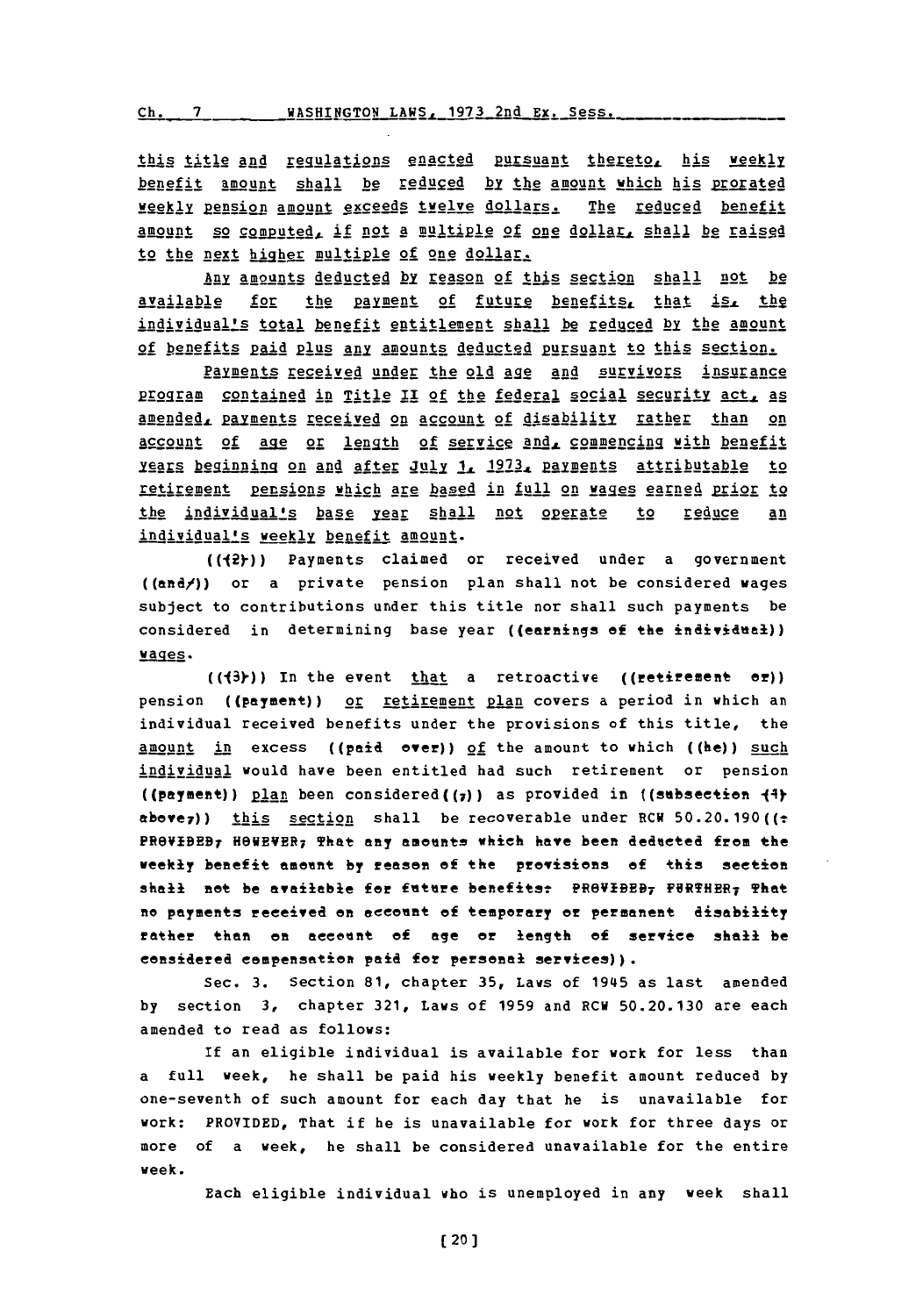this title and regulations enacted pursuant thereto, his weekly benefit amount shall be reduced by the amount which his prorated weekly pension amount exceeds twelve dollars. The reduced benefit amount so computed, if not a multiple of one dollar, shall be raised to the next higher multiple of one dollar.

Any amounts deducted by reason of this section shall not be available for the payment of future benefits, that is, the individual's total benefit entitlement shall be reduced by the amount of benefits paid plus any amounts deducted pursuant to this section.

Payments received under the old age and survivors insurance program contained in Title II of the federal social security act, as amended, payments received on account of disability rather than on account of age or length of service and, commencing with benefit years beginning on and after July 1, 1973, payments attributable to retirement pensions which are based in full on wages earned prior to the individual's base year shall not operate to reduce an individual's weekly benefit amount.

(((2))) Payments claimed or received under a government ((and/)) or a private pension plan shall not be considered wages subject to contributions under this title nor shall such payments be considered in determining base year ((earnings of the individual)) wages.

(((3))) In the event that a retroactive ((retirement or)) pension ((payment)) or retirement plan covers a period in which an individual received benefits under the provisions of this title, the amount in excess ((paid over)) of the amount to which ((he)) such individual would have been entitled had such retirement or pension ((payment)) plan been considered((;)) as provided in ((subsection (1) above,)) this section shall be recoverable under RCW 50.20.190((: PROVIDED, HOWEVER, That any amounts which have been deducted from the weekly benefit amount by reason of the provisions of this section shall not be available for future benefits: PROVIDED, FURTHER, That no payments received on account of temporary or permanent disability rather than on account of age or length of service shall be considered compensation paid for personal services)).

Sec. 3. Section 81, chapter 35, Laws of 1945 as last amended by section 3, chapter 321, Laws of 1959 and RCW 50.20.130 are each amended to read as follows:

If an eligible individual is available for work for less than a full week, he shall be paid his weekly benefit amount reduced by one-seventh of such amount for each day that he is unavailable for work: PROVIDED, That if he is unavailable for work for three days or more of a week, he shall be considered unavailable for the entire week.

Each eligible individual who is unemployed in any week shall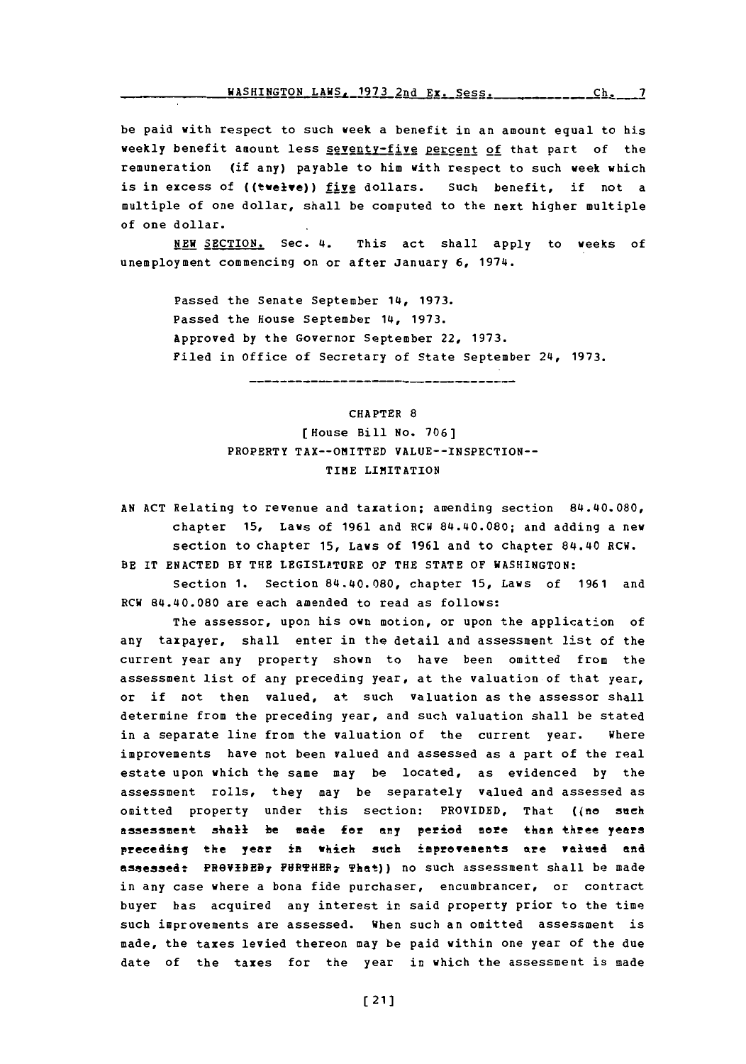be paid with respect to such week a benefit in an amount equal to his weekly benefit amount less seventy-five percent of that part of the remuneration (if any) payable to him with respect to such week which is in excess of ((twelve)) five dollars. Such benefit, if not a multiple of one dollar, shall be computed to the next higher multiple of one dollar.

NEW SECTION. Sec. 4. This act shall apply to weeks of unemployment commencing on or after January 6, 1974.

Passed the Senate September 14, 1973.
Passed the House September 14, 1973.
Approved by the Governor September 22, 1973.
Filed in Office of Secretary of State September 24, 1973.

---

## CHAPTER 8

### [House Bill No. 706]

### PROPERTY TAX--OMITTED VALUE--INSPECTION--TIME LIMITATION

AN ACT Relating to revenue and taxation; amending section 84.40.080, chapter 15, Laws of 1961 and RCW 84.40.080; and adding a new section to chapter 15, Laws of 1961 and to chapter 84.40 RCW.

BE IT ENACTED BY THE LEGISLATURE OF THE STATE OF WASHINGTON:

Section 1. Section 84.40.080, chapter 15, Laws of 1961 and RCW 84.40.080 are each amended to read as follows:

The assessor, upon his own motion, or upon the application of any taxpayer, shall enter in the detail and assessment list of the current year any property shown to have been omitted from the assessment list of any preceding year, at the valuation of that year, or if not then valued, at such valuation as the assessor shall determine from the preceding year, and such valuation shall be stated in a separate line from the valuation of the current year. Where improvements have not been valued and assessed as a part of the real estate upon which the same may be located, as evidenced by the assessment rolls, they may be separately valued and assessed as omitted property under this section: PROVIDED, That ((no such assessment shall be made for any period more than three years preceding the year in which such improvements are valued and assessed: PROVIDED, FURTHER, That)) no such assessment shall be made in any case where a bona fide purchaser, encumbrancer, or contract buyer has acquired any interest in said property prior to the time such improvements are assessed. When such an omitted assessment is made, the taxes levied thereon may be paid within one year of the due date of the taxes for the year in which the assessment is made